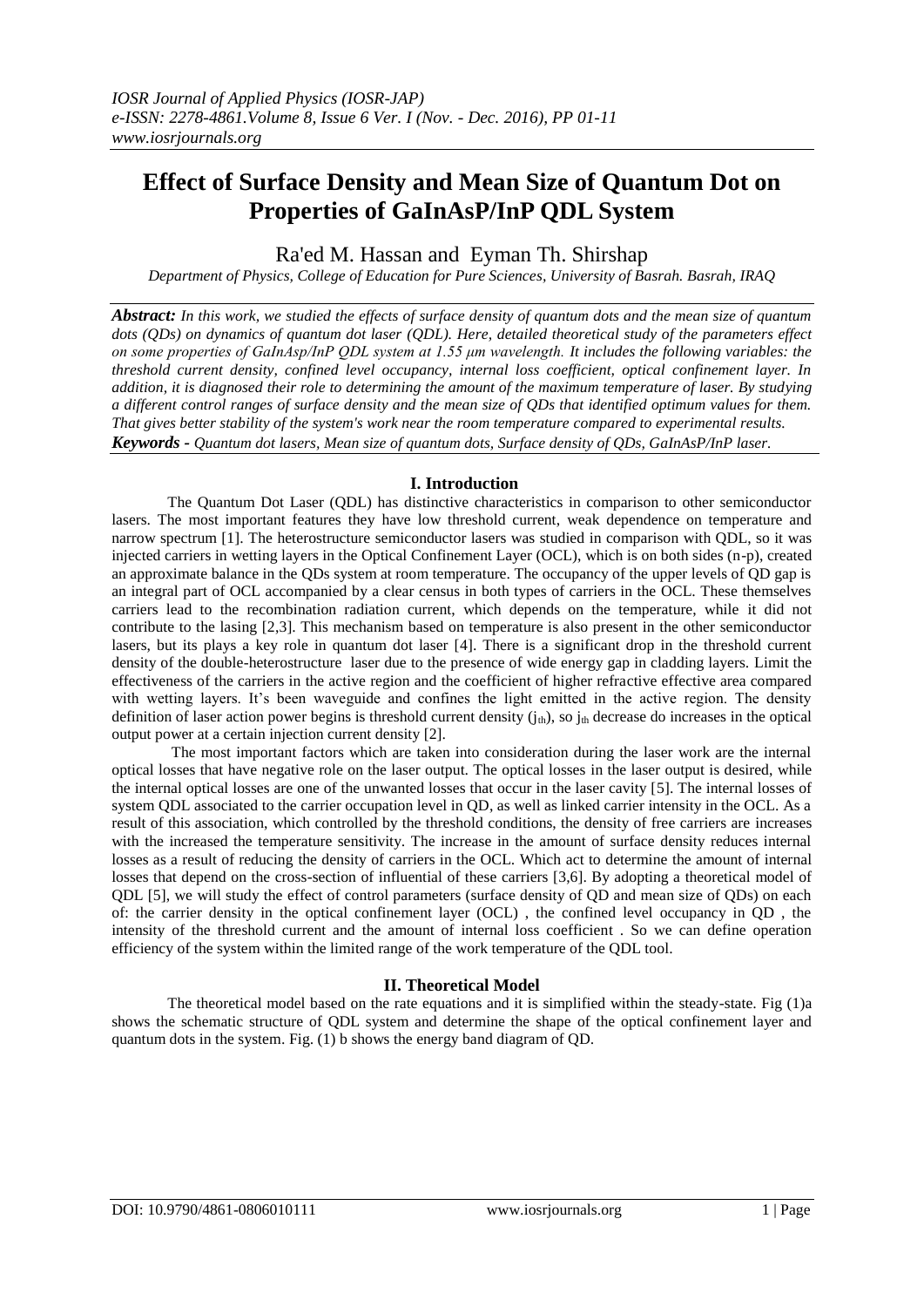# Effect of Surface Density and Mean Size of Quantum Dot on Properties of GaInAsP/InP QDL System

Ra'ed M. Hassan and Eyman Th. Shirshap

*Department of Physics, College of Education for Pure Sciences, University of Basrah. Basrah, IRAQ*

***Abstract:*** *In this work, we studied the effects of surface density of quantum dots and the mean size of quantum dots (QDs) on dynamics of quantum dot laser (QDL). Here, detailed theoretical study of the parameters effect on some properties of GaInAsp/InP QDL system at 1.55 μm wavelength. It includes the following variables: the threshold current density, confined level occupancy, internal loss coefficient, optical confinement layer. In addition, it is diagnosed their role to determining the amount of the maximum temperature of laser. By studying a different control ranges of surface density and the mean size of QDs that identified optimum values for them. That gives better stability of the system's work near the room temperature compared to experimental results.*

***Keywords -*** *Quantum dot lasers, Mean size of quantum dots, Surface density of QDs, GaInAsP/InP laser.*

## I. Introduction

The Quantum Dot Laser (QDL) has distinctive characteristics in comparison to other semiconductor lasers. The most important features they have low threshold current, weak dependence on temperature and narrow spectrum [1]. The heterostructure semiconductor lasers was studied in comparison with QDL, so it was injected carriers in wetting layers in the Optical Confinement Layer (OCL), which is on both sides (n-p), created an approximate balance in the QDs system at room temperature. The occupancy of the upper levels of QD gap is an integral part of OCL accompanied by a clear census in both types of carriers in the OCL. These themselves carriers lead to the recombination radiation current, which depends on the temperature, while it did not contribute to the lasing [2,3]. This mechanism based on temperature is also present in the other semiconductor lasers, but its plays a key role in quantum dot laser [4]. There is a significant drop in the threshold current density of the double-heterostructure laser due to the presence of wide energy gap in cladding layers. Limit the effectiveness of the carriers in the active region and the coefficient of higher refractive effective area compared with wetting layers. It's been waveguide and confines the light emitted in the active region. The density definition of laser action power begins is threshold current density ($j_{th}$), so $j_{th}$ decrease do increases in the optical output power at a certain injection current density [2].

The most important factors which are taken into consideration during the laser work are the internal optical losses that have negative role on the laser output. The optical losses in the laser output is desired, while the internal optical losses are one of the unwanted losses that occur in the laser cavity [5]. The internal losses of system QDL associated to the carrier occupation level in QD, as well as linked carrier intensity in the OCL. As a result of this association, which controlled by the threshold conditions, the density of free carriers are increases with the increased the temperature sensitivity. The increase in the amount of surface density reduces internal losses as a result of reducing the density of carriers in the OCL. Which act to determine the amount of internal losses that depend on the cross-section of influential of these carriers [3,6]. By adopting a theoretical model of QDL [5], we will study the effect of control parameters (surface density of QD and mean size of QDs) on each of: the carrier density in the optical confinement layer (OCL) , the confined level occupancy in QD , the intensity of the threshold current and the amount of internal loss coefficient . So we can define operation efficiency of the system within the limited range of the work temperature of the QDL tool.

## II. Theoretical Model

The theoretical model based on the rate equations and it is simplified within the steady-state. Fig (1)a shows the schematic structure of QDL system and determine the shape of the optical confinement layer and quantum dots in the system. Fig. (1) b shows the energy band diagram of QD.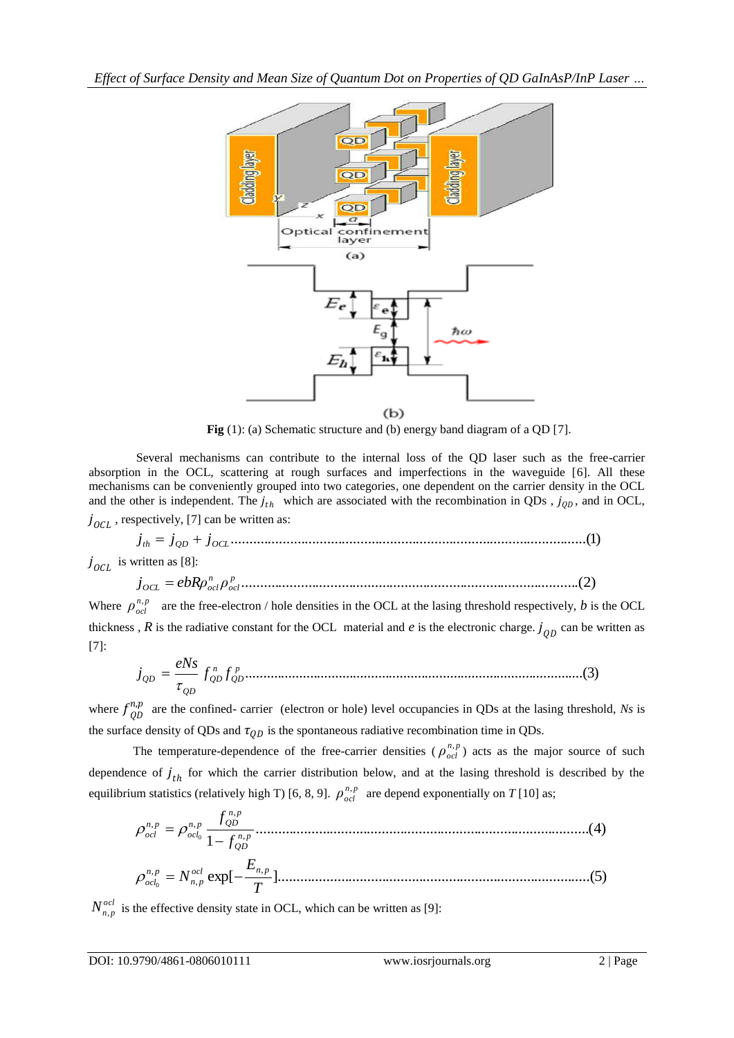**Fig** (1): (a) Schematic structure and (b) energy band diagram of a QD [7].

Several mechanisms can contribute to the internal loss of the QD laser such as the free-carrier absorption in the OCL, scattering at rough surfaces and imperfections in the waveguide [6]. All these mechanisms can be conveniently grouped into two categories, one dependent on the carrier density in the OCL and the other is independent. The $j_{th}$ which are associated with the recombination in QDs , $j_{QD}$, and in OCL, $j_{OCL}$ , respectively, [7] can be written as:

$$j_{th} = j_{QD} + j_{OCL} \quad (1)$$

$j_{OCL}$ is written as [8]:

$$j_{OCL} = ebR\rho^{n}_{ocl}\rho^{p}_{ocl} \quad (2)$$

Where $\rho^{n,p}_{ocl}$ are the free-electron / hole densities in the OCL at the lasing threshold respectively, $b$ is the OCL thickness , $R$ is the radiative constant for the OCL material and $e$ is the electronic charge. $j_{QD}$ can be written as [7]:

$$j_{QD} = \frac{eNs}{\tau_{QD}} f^{n}_{QD} f^{p}_{QD} \quad (3)$$

where $f^{n,p}_{QD}$ are the confined- carrier (electron or hole) level occupancies in QDs at the lasing threshold, *Ns* is the surface density of QDs and $\tau_{QD}$ is the spontaneous radiative recombination time in QDs.

The temperature-dependence of the free-carrier densities ( $\rho^{n,p}_{ocl}$ ) acts as the major source of such dependence of $j_{th}$ for which the carrier distribution below, and at the lasing threshold is described by the equilibrium statistics (relatively high T) [6, 8, 9]. $\rho^{n,p}_{ocl}$ are depend exponentially on $T$ [10] as;

$$\rho^{n,p}_{ocl} = \rho^{n,p}_{ocl_0} \frac{f^{n,p}_{QD}}{1 - f^{n,p}_{QD}} \quad (4)$$

$$\rho^{n,p}_{ocl_0} = N^{ocl}_{n,p} \exp[-\frac{E_{n,p}}{T}] \quad (5)$$

$N^{ocl}_{n,p}$ is the effective density state in OCL, which can be written as [9]: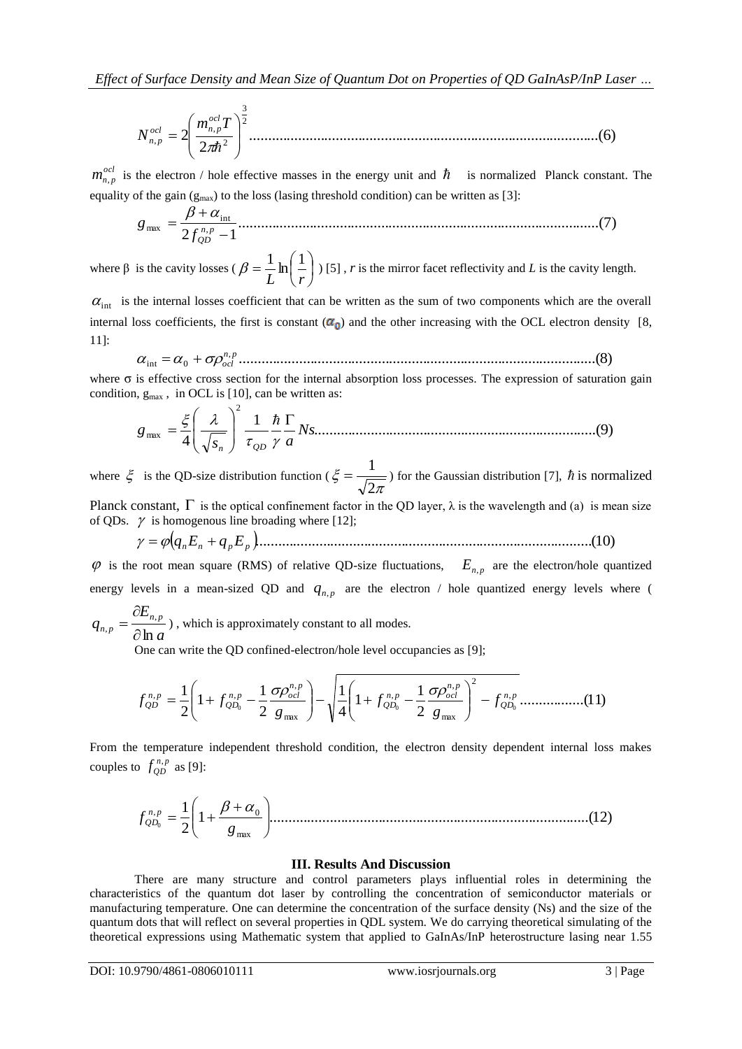$$N_{n,p}^{ocl} = 2\left(\frac{m_{n,p}^{ocl}T}{2\pi\hbar^2}\right)^{\frac{3}{2}} \quad \text{....................(6)}$$

$m_{n,p}^{ocl}$ is the electron / hole effective masses in the energy unit and $\hbar$ is normalized Planck constant. The equality of the gain ($g_{max}$) to the loss (lasing threshold condition) can be written as [3]:

$$g_{\max} = \frac{\beta + \alpha_{\text{int}}}{2 f_{QD}^{n,p} - 1} \quad \text{....................(7)}$$

where β is the cavity losses ( $\beta = \frac{1}{L}\ln\left(\frac{1}{r}\right)$ ) [5] , *r* is the mirror facet reflectivity and *L* is the cavity length.

$\alpha_{\text{int}}$ is the internal losses coefficient that can be written as the sum of two components which are the overall internal loss coefficients, the first is constant ($\alpha_0$) and the other increasing with the OCL electron density [8, 11]:

$$\alpha_{\text{int}} = \alpha_0 + \sigma\rho_{ocl}^{n,p} \quad \text{....................(8)}$$

where σ is effective cross section for the internal absorption loss processes. The expression of saturation gain condition, $g_{max}$ , in OCL is [10], can be written as:

$$g_{\max} = \frac{\xi}{4}\left(\frac{\lambda}{\sqrt{s_n}}\right)^2 \frac{1}{\tau_{QD}} \frac{\hbar}{\gamma} \frac{\Gamma}{a} Ns \quad \text{....................(9)}$$

where $\xi$ is the QD-size distribution function ( $\xi = \frac{1}{\sqrt{2\pi}}$ ) for the Gaussian distribution [7], $\hbar$ is normalized Planck constant, $\Gamma$ is the optical confinement factor in the QD layer, λ is the wavelength and (a) is mean size of QDs. $\gamma$ is homogenous line broading where [12];

$$\gamma = \varphi\left(q_n E_n + q_p E_p\right) \quad \text{....................(10)}$$

$\varphi$ is the root mean square (RMS) of relative QD-size fluctuations, $E_{n,p}$ are the electron/hole quantized energy levels in a mean-sized QD and $q_{n,p}$ are the electron / hole quantized energy levels where ( $q_{n,p} = \frac{\partial E_{n,p}}{\partial \ln a}$ ) , which is approximately constant to all modes.

One can write the QD confined-electron/hole level occupancies as [9];

$$f_{QD}^{n,p} = \frac{1}{2}\left(1 + f_{QD_0}^{n,p} - \frac{1}{2}\frac{\sigma\rho_{ocl}^{n,p}}{g_{\max}}\right) - \sqrt{\frac{1}{4}\left(1 + f_{QD_0}^{n,p} - \frac{1}{2}\frac{\sigma\rho_{ocl}^{n,p}}{g_{\max}}\right)^2 - f_{QD_0}^{n,p}} \quad \text{....................(11)}$$

From the temperature independent threshold condition, the electron density dependent internal loss makes couples to $f_{QD}^{n,p}$ as [9]:

$$f_{QD_0}^{n,p} = \frac{1}{2}\left(1 + \frac{\beta + \alpha_0}{g_{\max}}\right) \quad \text{....................(12)}$$

## III. Results And Discussion

There are many structure and control parameters plays influential roles in determining the characteristics of the quantum dot laser by controlling the concentration of semiconductor materials or manufacturing temperature. One can determine the concentration of the surface density (Ns) and the size of the quantum dots that will reflect on several properties in QDL system. We do carrying theoretical simulating of the theoretical expressions using Mathematic system that applied to GaInAs/InP heterostructure lasing near 1.55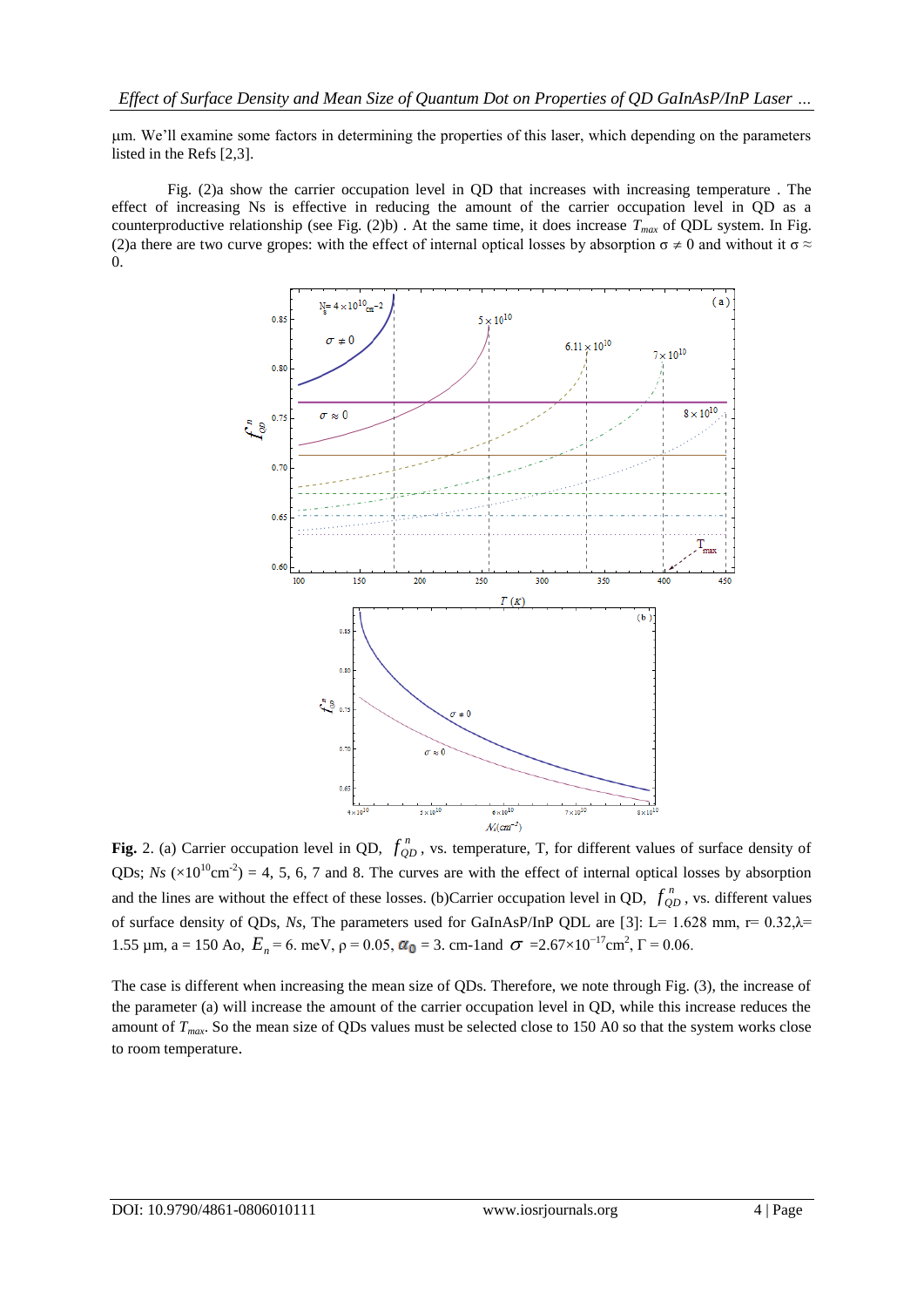μm. We'll examine some factors in determining the properties of this laser, which depending on the parameters listed in the Refs [2,3].

Fig. (2)a show the carrier occupation level in QD that increases with increasing temperature . The effect of increasing Ns is effective in reducing the amount of the carrier occupation level in QD as a counterproductive relationship (see Fig. (2)b) . At the same time, it does increase $T_{max}$ of QDL system. In Fig. (2)a there are two curve gropes: with the effect of internal optical losses by absorption $\sigma \neq 0$ and without it $\sigma \approx 0$.

**Fig.** 2. (a) Carrier occupation level in QD, $f^{n}_{QD}$, vs. temperature, T, for different values of surface density of QDs; *Ns* ($\times 10^{10}$cm$^{-2}$) = 4, 5, 6, 7 and 8. The curves are with the effect of internal optical losses by absorption and the lines are without the effect of these losses. (b)Carrier occupation level in QD, $f^{n}_{QD}$, vs. different values of surface density of QDs, *Ns*, The parameters used for GaInAsP/InP QDL are [3]: L= 1.628 mm, r= 0.32,λ= 1.55 µm, a = 150 Ao, $E_n$ = 6. meV, ρ = 0.05, $\alpha_0$ = 3. cm-1and $\sigma$ =2.67×10$^{-17}$cm$^2$, Γ = 0.06.

The case is different when increasing the mean size of QDs. Therefore, we note through Fig. (3), the increase of the parameter (a) will increase the amount of the carrier occupation level in QD, while this increase reduces the amount of $T_{max}$. So the mean size of QDs values must be selected close to 150 A0 so that the system works close to room temperature.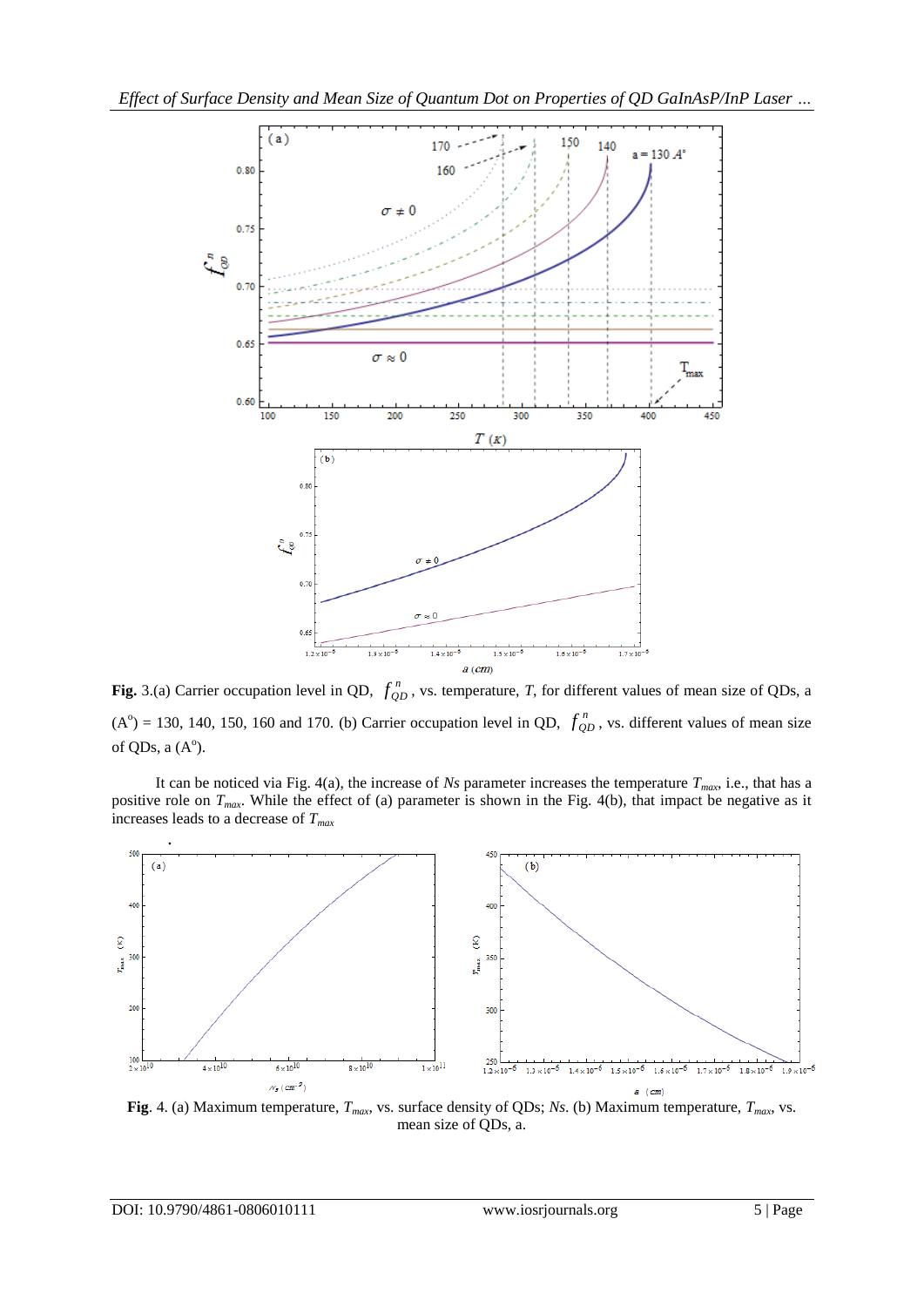**Fig.** 3.(a) Carrier occupation level in QD, $f_{QD}^{n}$, vs. temperature, *T*, for different values of mean size of QDs, a ($A^o$) = 130, 140, 150, 160 and 170. (b) Carrier occupation level in QD, $f_{QD}^{n}$, vs. different values of mean size of QDs, a ($A^o$).

It can be noticed via Fig. 4(a), the increase of *Ns* parameter increases the temperature $T_{max}$, i.e., that has a positive role on $T_{max}$. While the effect of (a) parameter is shown in the Fig. 4(b), that impact be negative as it increases leads to a decrease of $T_{max}$

**Fig**. 4. (a) Maximum temperature, $T_{max}$, vs. surface density of QDs; *Ns*. (b) Maximum temperature, $T_{max}$, vs. mean size of QDs, a.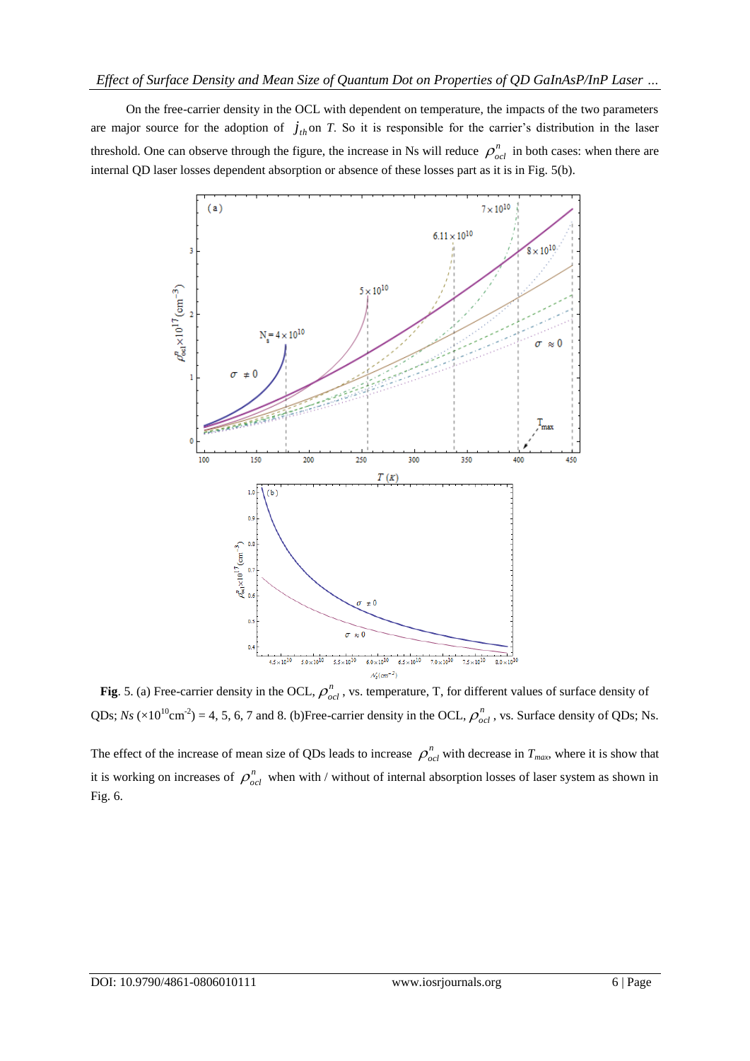On the free-carrier density in the OCL with dependent on temperature, the impacts of the two parameters are major source for the adoption of $j_{th}$ on $T$. So it is responsible for the carrier's distribution in the laser threshold. One can observe through the figure, the increase in Ns will reduce $\rho^{n}_{ocl}$ in both cases: when there are internal QD laser losses dependent absorption or absence of these losses part as it is in Fig. 5(b).

**Fig**. 5. (a) Free-carrier density in the OCL, $\rho^{n}_{ocl}$, vs. temperature, T, for different values of surface density of QDs; $Ns$ ($\times 10^{10}$cm$^{-2}$) = 4, 5, 6, 7 and 8. (b)Free-carrier density in the OCL, $\rho^{n}_{ocl}$, vs. Surface density of QDs; Ns.

The effect of the increase of mean size of QDs leads to increase $\rho^{n}_{ocl}$ with decrease in $T_{max}$, where it is show that it is working on increases of $\rho^{n}_{ocl}$ when with / without of internal absorption losses of laser system as shown in Fig. 6.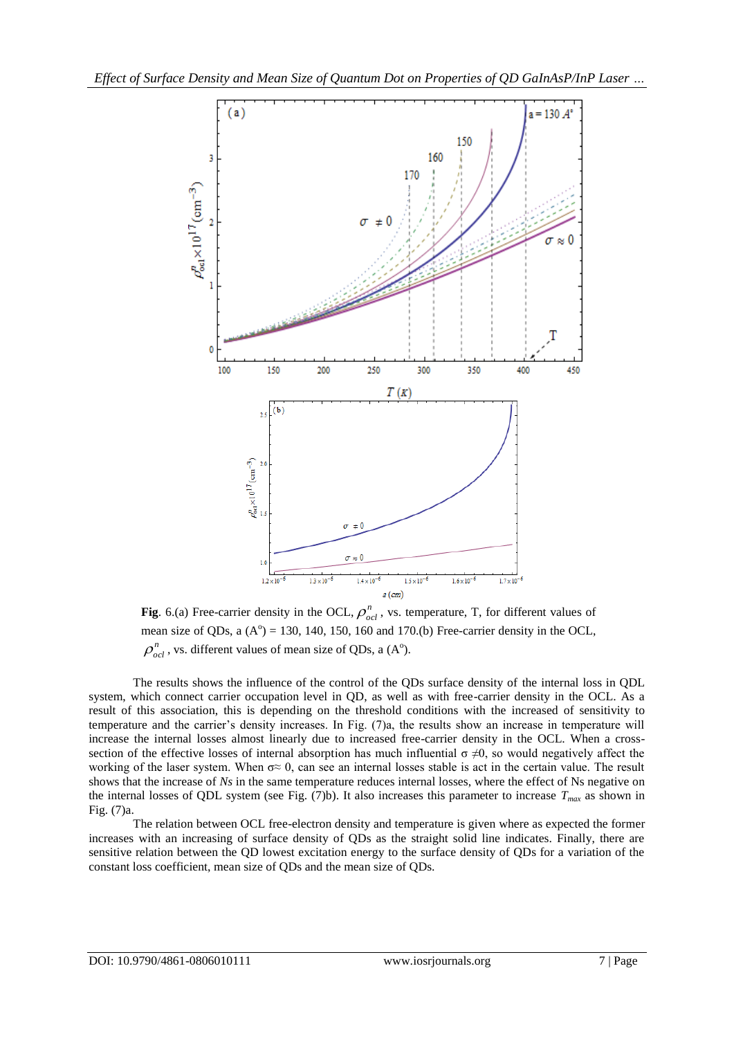**Fig**. 6.(a) Free-carrier density in the OCL, $\rho^n_{ocl}$, vs. temperature, T, for different values of mean size of QDs, a (A$^o$) = 130, 140, 150, 160 and 170.(b) Free-carrier density in the OCL, $\rho^n_{ocl}$, vs. different values of mean size of QDs, a (A$^o$).

The results shows the influence of the control of the QDs surface density of the internal loss in QDL system, which connect carrier occupation level in QD, as well as with free-carrier density in the OCL. As a result of this association, this is depending on the threshold conditions with the increased of sensitivity to temperature and the carrier's density increases. In Fig. (7)a, the results show an increase in temperature will increase the internal losses almost linearly due to increased free-carrier density in the OCL. When a cross-section of the effective losses of internal absorption has much influential $\sigma \neq 0$, so would negatively affect the working of the laser system. When $\sigma \approx 0$, can see an internal losses stable is act in the certain value. The result shows that the increase of *Ns* in the same temperature reduces internal losses, where the effect of Ns negative on the internal losses of QDL system (see Fig. (7)b). It also increases this parameter to increase $T_{max}$ as shown in Fig. (7)a.

The relation between OCL free-electron density and temperature is given where as expected the former increases with an increasing of surface density of QDs as the straight solid line indicates. Finally, there are sensitive relation between the QD lowest excitation energy to the surface density of QDs for a variation of the constant loss coefficient, mean size of QDs and the mean size of QDs.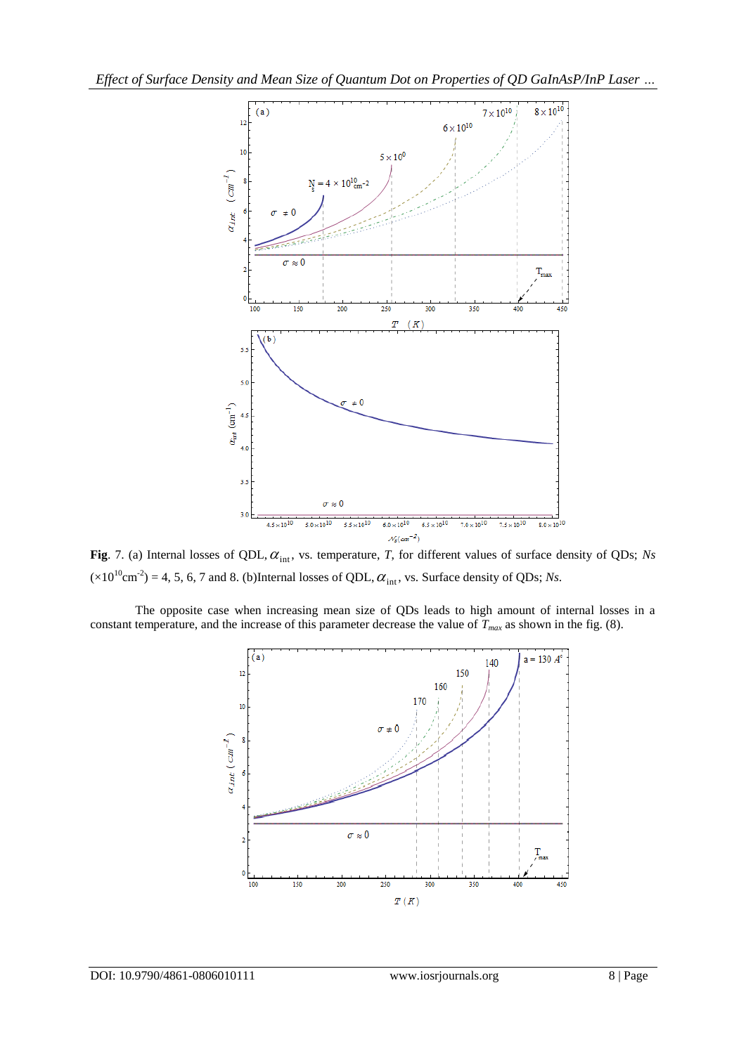**Fig**. 7. (a) Internal losses of QDL, $\alpha_{\text{int}}$, vs. temperature, *T*, for different values of surface density of QDs; *Ns* ($\times10^{10}$cm$^{-2}$) = 4, 5, 6, 7 and 8. (b)Internal losses of QDL, $\alpha_{\text{int}}$, vs. Surface density of QDs; *Ns*.

The opposite case when increasing mean size of QDs leads to high amount of internal losses in a constant temperature, and the increase of this parameter decrease the value of $T_{max}$ as shown in the fig. (8).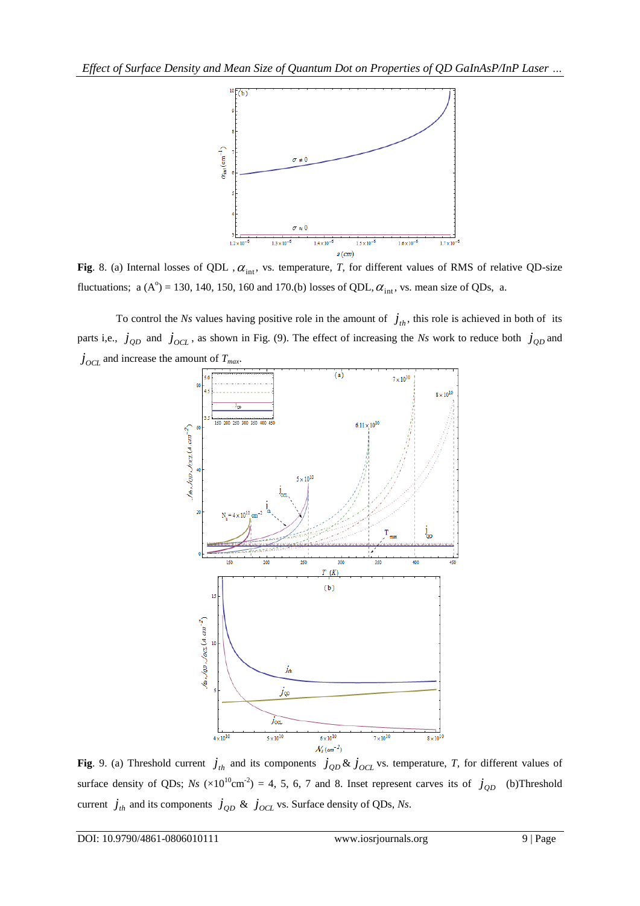**Fig**. 8. (a) Internal losses of QDL , $\alpha_{\text{int}}$, vs. temperature, *T*, for different values of RMS of relative QD-size fluctuations; a (A$^{o}$) = 130, 140, 150, 160 and 170.(b) losses of QDL, $\alpha_{\text{int}}$, vs. mean size of QDs, a.

To control the *Ns* values having positive role in the amount of $j_{th}$, this role is achieved in both of its parts i,e., $j_{QD}$ and $j_{OCL}$, as shown in Fig. (9). The effect of increasing the *Ns* work to reduce both $j_{QD}$ and $j_{OCL}$ and increase the amount of $T_{max}$.

**Fig**. 9. (a) Threshold current $j_{th}$ and its components $j_{QD}$ & $j_{OCL}$ vs. temperature, *T*, for different values of surface density of QDs; *Ns* ($\times 10^{10}$cm$^{-2}$) = 4, 5, 6, 7 and 8. Inset represent carves its of $j_{QD}$ (b)Threshold current $j_{th}$ and its components $j_{QD}$ & $j_{OCL}$ vs. Surface density of QDs, *Ns*.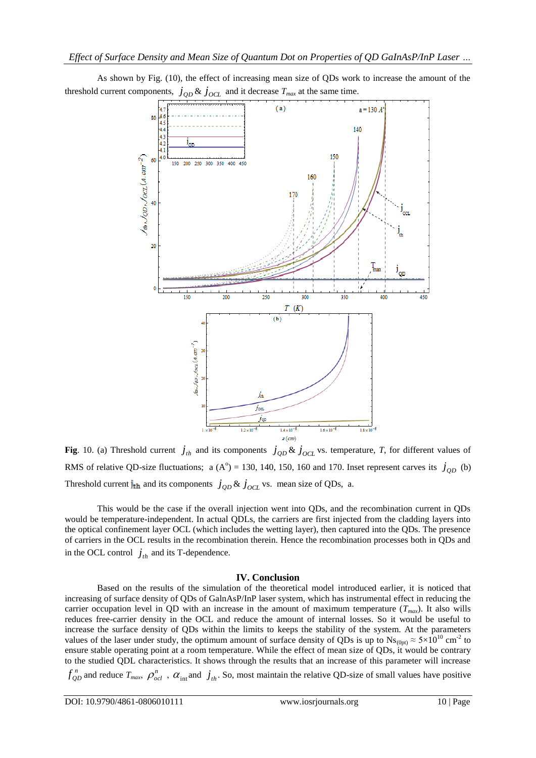As shown by Fig. (10), the effect of increasing mean size of QDs work to increase the amount of the threshold current components, $j_{QD}$ & $j_{OCL}$ and it decrease $T_{max}$ at the same time.

**Fig**. 10. (a) Threshold current $j_{th}$ and its components $j_{QD}$ & $j_{OCL}$ vs. temperature, *T*, for different values of RMS of relative QD-size fluctuations; a (A$^{o}$) = 130, 140, 150, 160 and 170. Inset represent carves its $j_{QD}$ (b) Threshold current $j_{th}$ and its components $j_{QD}$ & $j_{OCL}$ vs. mean size of QDs, a.

This would be the case if the overall injection went into QDs, and the recombination current in QDs would be temperature-independent. In actual QDLs, the carriers are first injected from the cladding layers into the optical confinement layer OCL (which includes the wetting layer), then captured into the QDs. The presence of carriers in the OCL results in the recombination therein. Hence the recombination processes both in QDs and in the OCL control $j_{th}$ and its T-dependence.

## IV. Conclusion

Based on the results of the simulation of the theoretical model introduced earlier, it is noticed that increasing of surface density of QDs of GalnAsP/InP laser system, which has instrumental effect in reducing the carrier occupation level in QD with an increase in the amount of maximum temperature ($T_{max}$). It also wills reduces free-carrier density in the OCL and reduce the amount of internal losses. So it would be useful to increase the surface density of QDs within the limits to keeps the stability of the system. At the parameters values of the laser under study, the optimum amount of surface density of QDs is up to $Ns_{(0pt)} \approx 5\times10^{10}$ cm$^{-2}$ to ensure stable operating point at a room temperature. While the effect of mean size of QDs, it would be contrary to the studied QDL characteristics. It shows through the results that an increase of this parameter will increase $f_{QD}^{n}$ and reduce $T_{max}$, $\rho_{ocl}^{n}$ , $\alpha_{\text{int}}$ and $j_{th}$. So, most maintain the relative QD-size of small values have positive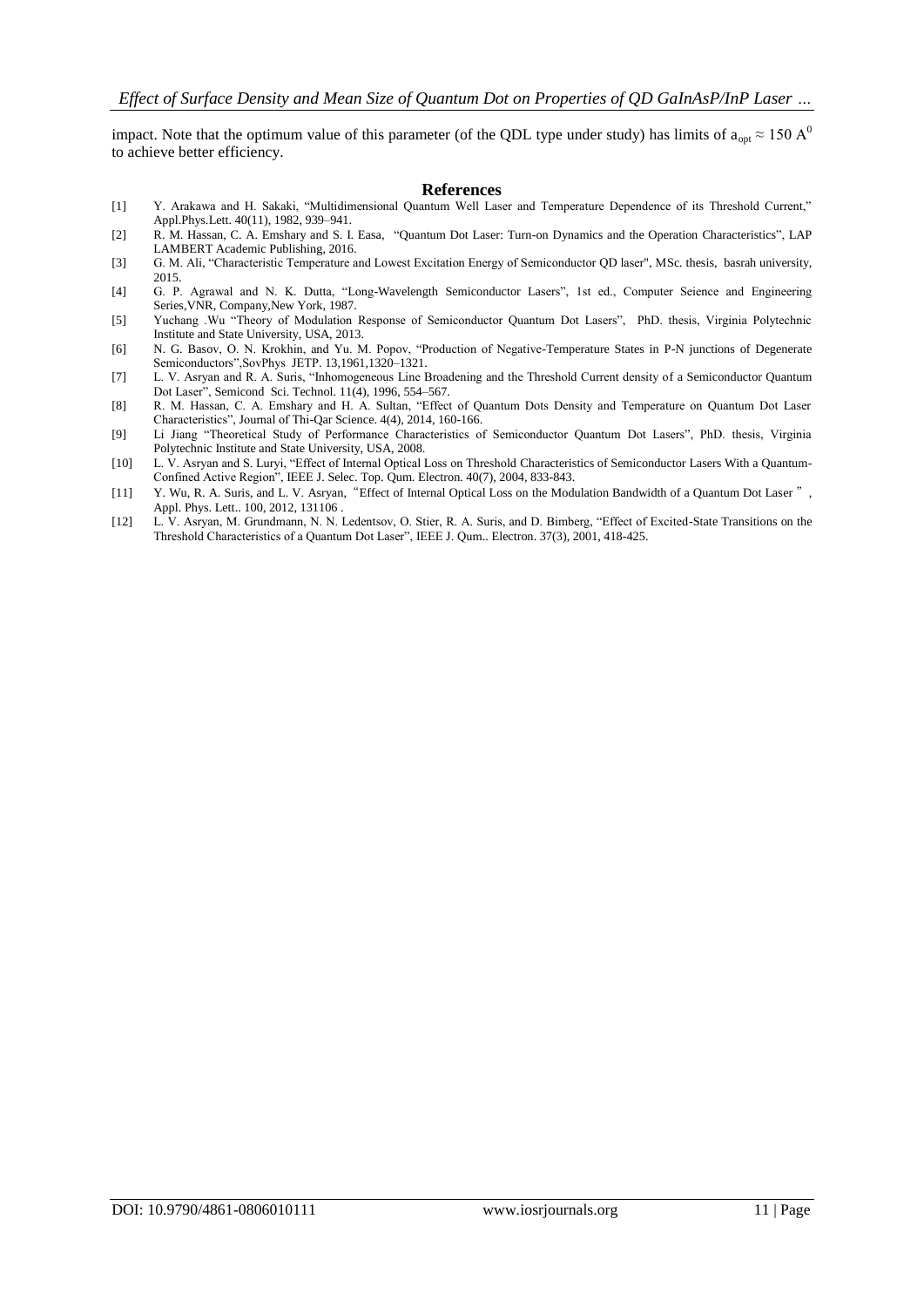impact. Note that the optimum value of this parameter (of the QDL type under study) has limits of $a_{opt} \approx 150\ A^0$ to achieve better efficiency.

## References

[1] Y. Arakawa and H. Sakaki, "Multidimensional Quantum Well Laser and Temperature Dependence of its Threshold Current," Appl.Phys.Lett. 40(11), 1982, 939–941.

[2] R. M. Hassan, C. A. Emshary and S. I. Easa, "Quantum Dot Laser: Turn-on Dynamics and the Operation Characteristics", LAP LAMBERT Academic Publishing, 2016.

[3] G. M. Ali, "Characteristic Temperature and Lowest Excitation Energy of Semiconductor QD laser", MSc. thesis, basrah university, 2015.

[4] G. P. Agrawal and N. K. Dutta, "Long-Wavelength Semiconductor Lasers", 1st ed., Computer Seience and Engineering Series,VNR, Company,New York, 1987.

[5] Yuchang .Wu "Theory of Modulation Response of Semiconductor Quantum Dot Lasers", PhD. thesis, Virginia Polytechnic Institute and State University, USA, 2013.

[6] N. G. Basov, O. N. Krokhin, and Yu. M. Popov, "Production of Negative-Temperature States in P-N junctions of Degenerate Semiconductors",SovPhys JETP. 13,1961,1320–1321.

[7] L. V. Asryan and R. A. Suris, "Inhomogeneous Line Broadening and the Threshold Current density of a Semiconductor Quantum Dot Laser", Semicond Sci. Technol. 11(4), 1996, 554–567.

[8] R. M. Hassan, C. A. Emshary and H. A. Sultan, "Effect of Quantum Dots Density and Temperature on Quantum Dot Laser Characteristics", Journal of Thi-Qar Science. 4(4), 2014, 160-166.

[9] Li Jiang "Theoretical Study of Performance Characteristics of Semiconductor Quantum Dot Lasers", PhD. thesis, Virginia Polytechnic Institute and State University, USA, 2008.

[10] L. V. Asryan and S. Luryi, "Effect of Internal Optical Loss on Threshold Characteristics of Semiconductor Lasers With a Quantum-Confined Active Region", IEEE J. Selec. Top. Qum. Electron. 40(7), 2004, 833-843.

[11] Y. Wu, R. A. Suris, and L. V. Asryan, "Effect of Internal Optical Loss on the Modulation Bandwidth of a Quantum Dot Laser", Appl. Phys. Lett.. 100, 2012, 131106 .

[12] L. V. Asryan, M. Grundmann, N. N. Ledentsov, O. Stier, R. A. Suris, and D. Bimberg, "Effect of Excited-State Transitions on the Threshold Characteristics of a Quantum Dot Laser", IEEE J. Qum.. Electron. 37(3), 2001, 418-425.